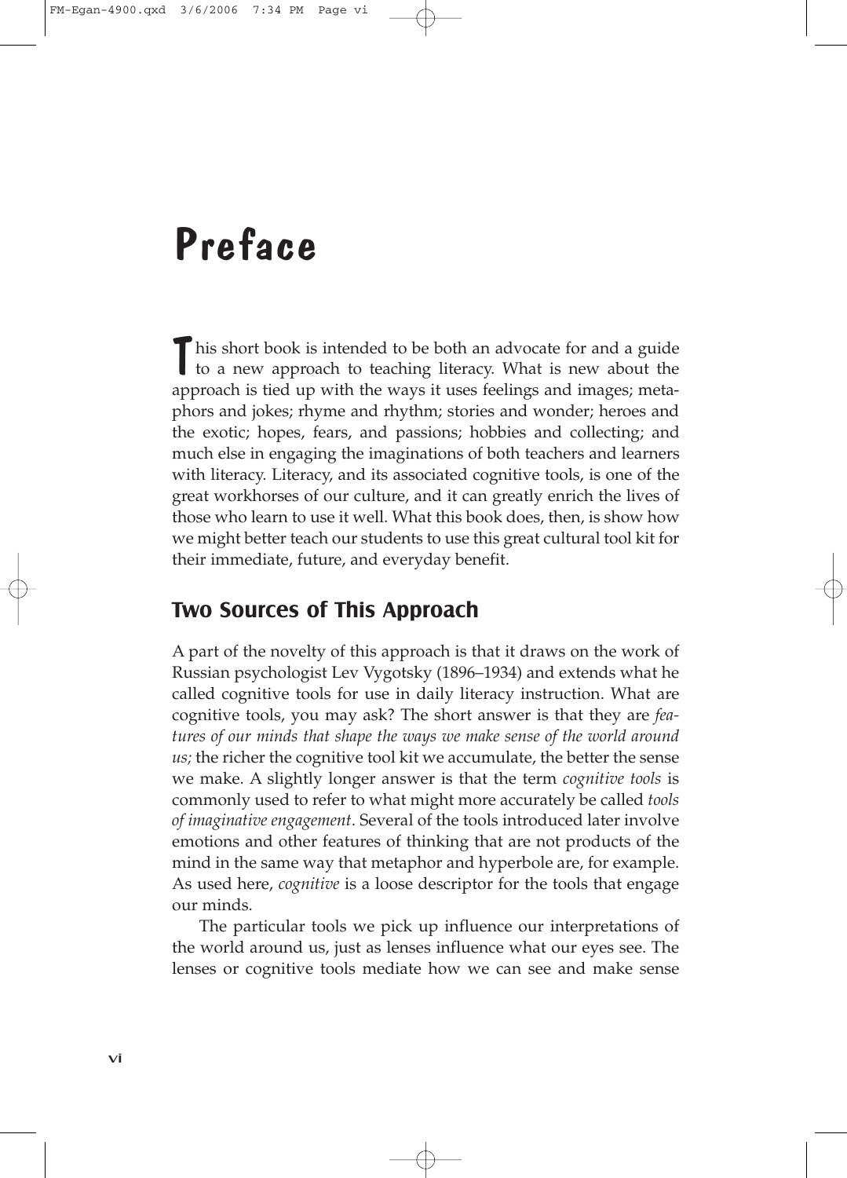# Preface

This short book is intended to be both an advocate for and a guide to a new approach to teaching literacy. What is new about the approach is tied up with the ways it uses feelings and images; metaphors and jokes; rhyme and rhythm; stories and wonder; heroes and the exotic; hopes, fears, and passions; hobbies and collecting; and much else in engaging the imaginations of both teachers and learners with literacy. Literacy, and its associated cognitive tools, is one of the great workhorses of our culture, and it can greatly enrich the lives of those who learn to use it well. What this book does, then, is show how we might better teach our students to use this great cultural tool kit for their immediate, future, and everyday benefit.

## Two Sources of This Approach

A part of the novelty of this approach is that it draws on the work of Russian psychologist Lev Vygotsky (1896–1934) and extends what he called cognitive tools for use in daily literacy instruction. What are cognitive tools, you may ask? The short answer is that they are *features of our minds that shape the ways we make sense of the world around us;* the richer the cognitive tool kit we accumulate, the better the sense we make. A slightly longer answer is that the term *cognitive tools* is commonly used to refer to what might more accurately be called *tools of imaginative engagement*. Several of the tools introduced later involve emotions and other features of thinking that are not products of the mind in the same way that metaphor and hyperbole are, for example. As used here, *cognitive* is a loose descriptor for the tools that engage our minds.

The particular tools we pick up influence our interpretations of the world around us, just as lenses influence what our eyes see. The lenses or cognitive tools mediate how we can see and make sense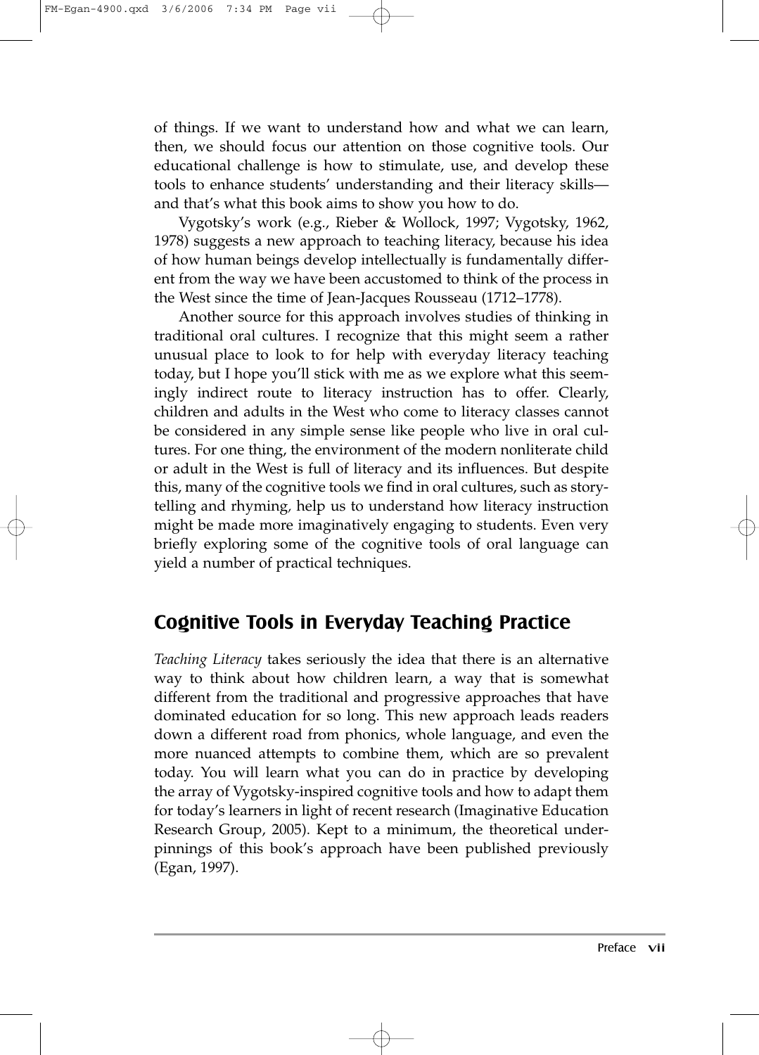of things. If we want to understand how and what we can learn, then, we should focus our attention on those cognitive tools. Our educational challenge is how to stimulate, use, and develop these tools to enhance students' understanding and their literacy skills—and that's what this book aims to show you how to do.

Vygotsky's work (e.g., Rieber & Wollock, 1997; Vygotsky, 1962, 1978) suggests a new approach to teaching literacy, because his idea of how human beings develop intellectually is fundamentally different from the way we have been accustomed to think of the process in the West since the time of Jean-Jacques Rousseau (1712–1778).

Another source for this approach involves studies of thinking in traditional oral cultures. I recognize that this might seem a rather unusual place to look to for help with everyday literacy teaching today, but I hope you'll stick with me as we explore what this seemingly indirect route to literacy instruction has to offer. Clearly, children and adults in the West who come to literacy classes cannot be considered in any simple sense like people who live in oral cultures. For one thing, the environment of the modern nonliterate child or adult in the West is full of literacy and its influences. But despite this, many of the cognitive tools we find in oral cultures, such as storytelling and rhyming, help us to understand how literacy instruction might be made more imaginatively engaging to students. Even very briefly exploring some of the cognitive tools of oral language can yield a number of practical techniques.

## Cognitive Tools in Everyday Teaching Practice

*Teaching Literacy* takes seriously the idea that there is an alternative way to think about how children learn, a way that is somewhat different from the traditional and progressive approaches that have dominated education for so long. This new approach leads readers down a different road from phonics, whole language, and even the more nuanced attempts to combine them, which are so prevalent today. You will learn what you can do in practice by developing the array of Vygotsky-inspired cognitive tools and how to adapt them for today's learners in light of recent research (Imaginative Education Research Group, 2005). Kept to a minimum, the theoretical underpinnings of this book's approach have been published previously (Egan, 1997).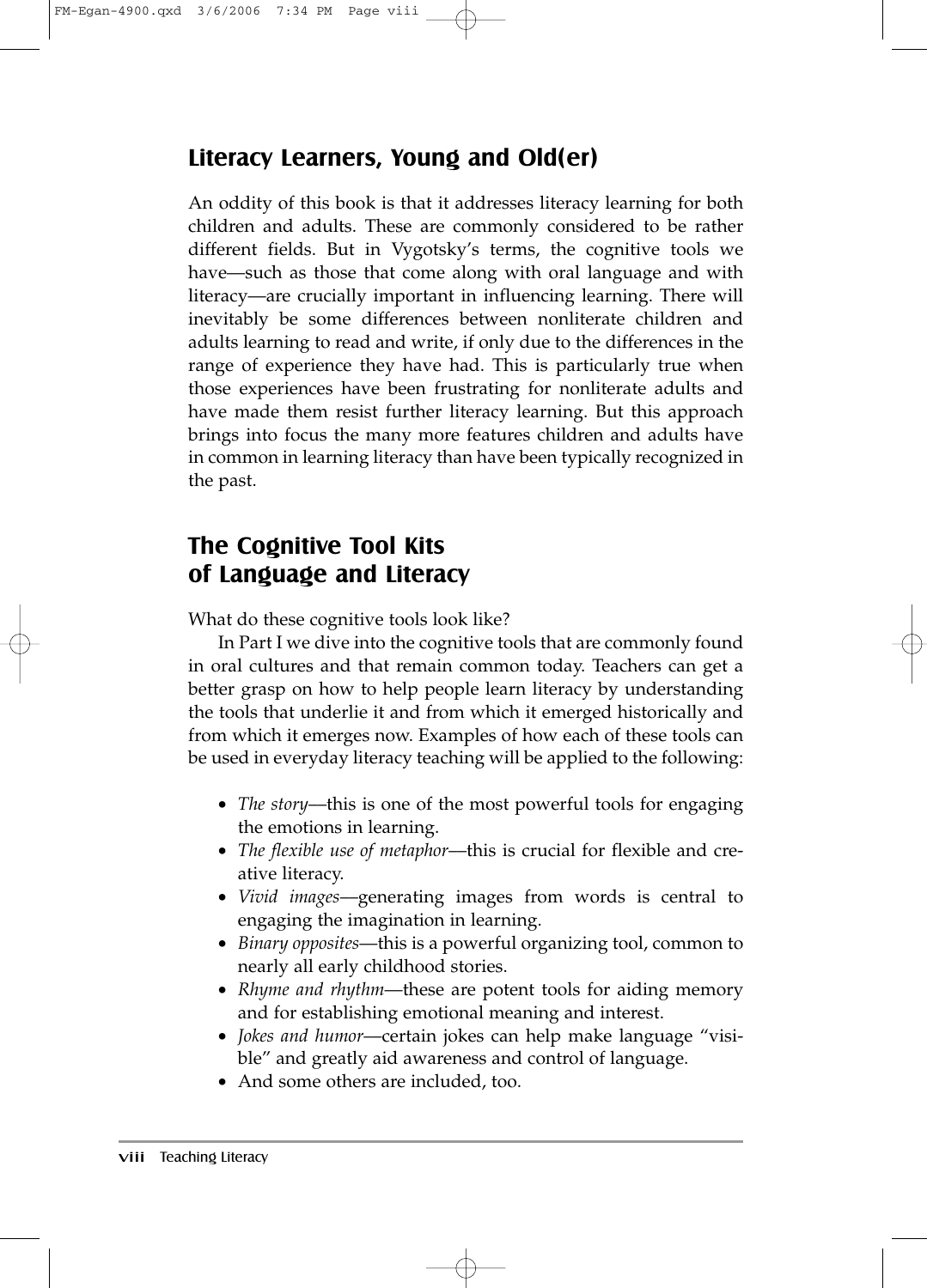## Literacy Learners, Young and Old(er)

An oddity of this book is that it addresses literacy learning for both children and adults. These are commonly considered to be rather different fields. But in Vygotsky's terms, the cognitive tools we have—such as those that come along with oral language and with literacy—are crucially important in influencing learning. There will inevitably be some differences between nonliterate children and adults learning to read and write, if only due to the differences in the range of experience they have had. This is particularly true when those experiences have been frustrating for nonliterate adults and have made them resist further literacy learning. But this approach brings into focus the many more features children and adults have in common in learning literacy than have been typically recognized in the past.

## The Cognitive Tool Kits of Language and Literacy

What do these cognitive tools look like?

In Part I we dive into the cognitive tools that are commonly found in oral cultures and that remain common today. Teachers can get a better grasp on how to help people learn literacy by understanding the tools that underlie it and from which it emerged historically and from which it emerges now. Examples of how each of these tools can be used in everyday literacy teaching will be applied to the following:

- *The story*—this is one of the most powerful tools for engaging the emotions in learning.
- *The flexible use of metaphor*—this is crucial for flexible and creative literacy.
- *Vivid images*—generating images from words is central to engaging the imagination in learning.
- *Binary opposites*—this is a powerful organizing tool, common to nearly all early childhood stories.
- *Rhyme and rhythm*—these are potent tools for aiding memory and for establishing emotional meaning and interest.
- *Jokes and humor*—certain jokes can help make language "visible" and greatly aid awareness and control of language.
- And some others are included, too.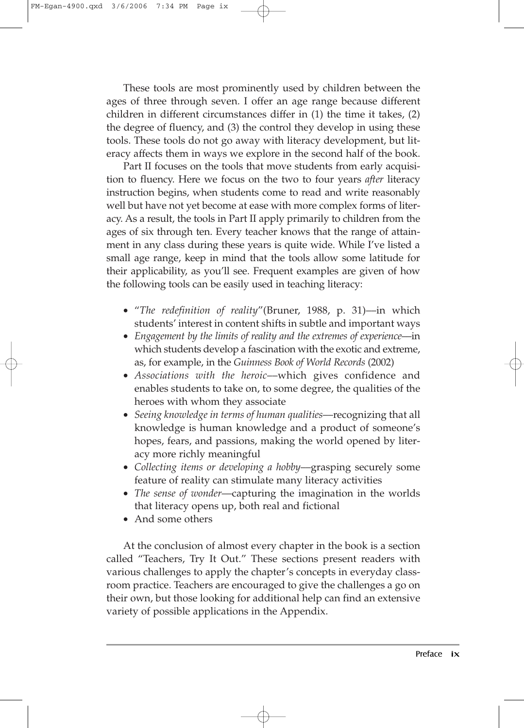These tools are most prominently used by children between the ages of three through seven. I offer an age range because different children in different circumstances differ in (1) the time it takes, (2) the degree of fluency, and (3) the control they develop in using these tools. These tools do not go away with literacy development, but literacy affects them in ways we explore in the second half of the book.

Part II focuses on the tools that move students from early acquisition to fluency. Here we focus on the two to four years *after* literacy instruction begins, when students come to read and write reasonably well but have not yet become at ease with more complex forms of literacy. As a result, the tools in Part II apply primarily to children from the ages of six through ten. Every teacher knows that the range of attainment in any class during these years is quite wide. While I've listed a small age range, keep in mind that the tools allow some latitude for their applicability, as you'll see. Frequent examples are given of how the following tools can be easily used in teaching literacy:

- "*The redefinition of reality*"(Bruner, 1988, p. 31)—in which students' interest in content shifts in subtle and important ways
- *Engagement by the limits of reality and the extremes of experience*—in which students develop a fascination with the exotic and extreme, as, for example, in the *Guinness Book of World Records* (2002)
- *Associations with the heroic*—which gives confidence and enables students to take on, to some degree, the qualities of the heroes with whom they associate
- *Seeing knowledge in terms of human qualities*—recognizing that all knowledge is human knowledge and a product of someone's hopes, fears, and passions, making the world opened by literacy more richly meaningful
- *Collecting items or developing a hobby*—grasping securely some feature of reality can stimulate many literacy activities
- *The sense of wonder*—capturing the imagination in the worlds that literacy opens up, both real and fictional
- And some others

At the conclusion of almost every chapter in the book is a section called "Teachers, Try It Out." These sections present readers with various challenges to apply the chapter's concepts in everyday classroom practice. Teachers are encouraged to give the challenges a go on their own, but those looking for additional help can find an extensive variety of possible applications in the Appendix.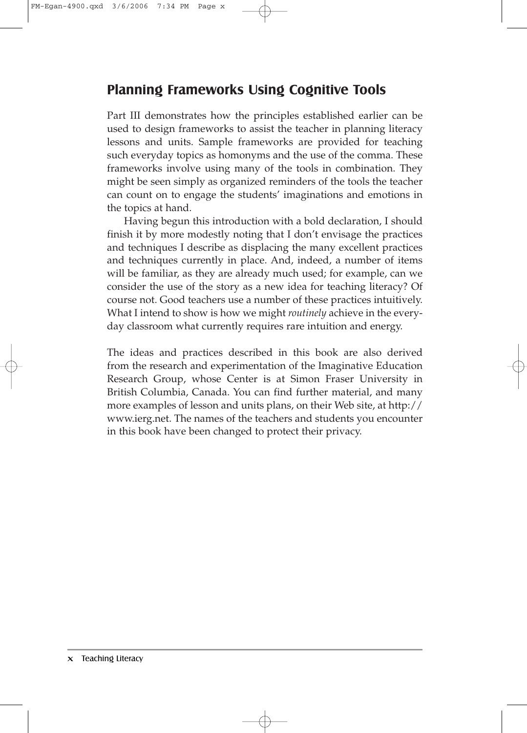## Planning Frameworks Using Cognitive Tools

Part III demonstrates how the principles established earlier can be used to design frameworks to assist the teacher in planning literacy lessons and units. Sample frameworks are provided for teaching such everyday topics as homonyms and the use of the comma. These frameworks involve using many of the tools in combination. They might be seen simply as organized reminders of the tools the teacher can count on to engage the students' imaginations and emotions in the topics at hand.

Having begun this introduction with a bold declaration, I should finish it by more modestly noting that I don't envisage the practices and techniques I describe as displacing the many excellent practices and techniques currently in place. And, indeed, a number of items will be familiar, as they are already much used; for example, can we consider the use of the story as a new idea for teaching literacy? Of course not. Good teachers use a number of these practices intuitively. What I intend to show is how we might *routinely* achieve in the everyday classroom what currently requires rare intuition and energy.

The ideas and practices described in this book are also derived from the research and experimentation of the Imaginative Education Research Group, whose Center is at Simon Fraser University in British Columbia, Canada. You can find further material, and many more examples of lesson and units plans, on their Web site, at http://www.ierg.net. The names of the teachers and students you encounter in this book have been changed to protect their privacy.